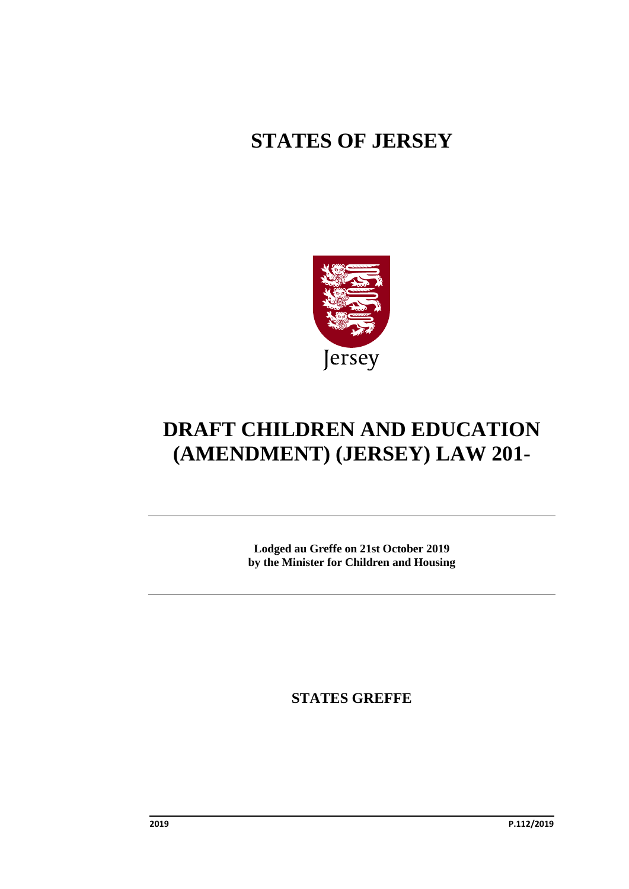# STATES OF JERSEY

Jersey

# DRAFT CHILDREN AND EDUCATION (AMENDMENT) (JERSEY) LAW 201-

**Lodged au Greffe on 21st October 2019**
**by the Minister for Children and Housing**

**STATES GREFFE**

**2019** **P.112/2019**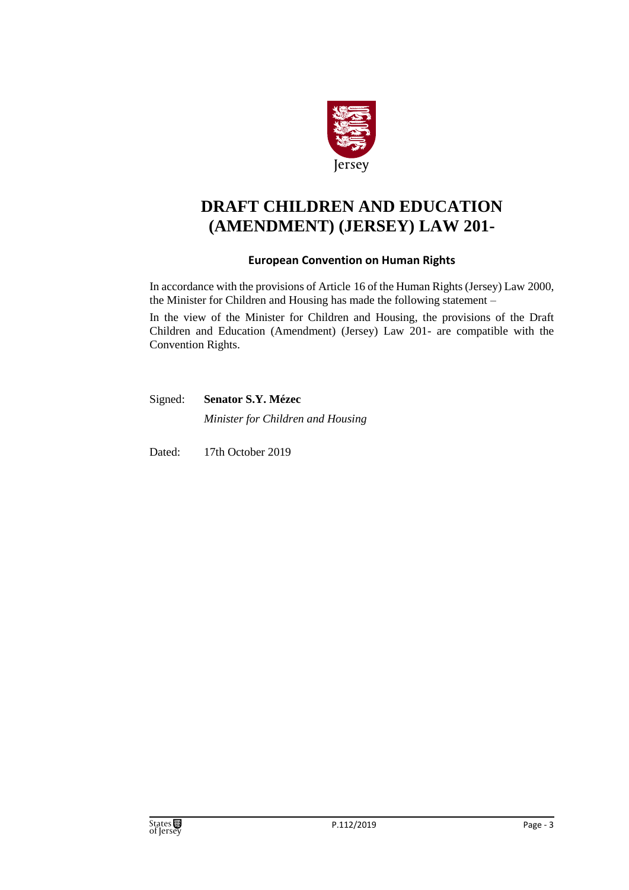# DRAFT CHILDREN AND EDUCATION (AMENDMENT) (JERSEY) LAW 201-

## European Convention on Human Rights

In accordance with the provisions of Article 16 of the Human Rights (Jersey) Law 2000, the Minister for Children and Housing has made the following statement –

In the view of the Minister for Children and Housing, the provisions of the Draft Children and Education (Amendment) (Jersey) Law 201- are compatible with the Convention Rights.

Signed: **Senator S.Y. Mézec**

*Minister for Children and Housing*

Dated: 17th October 2019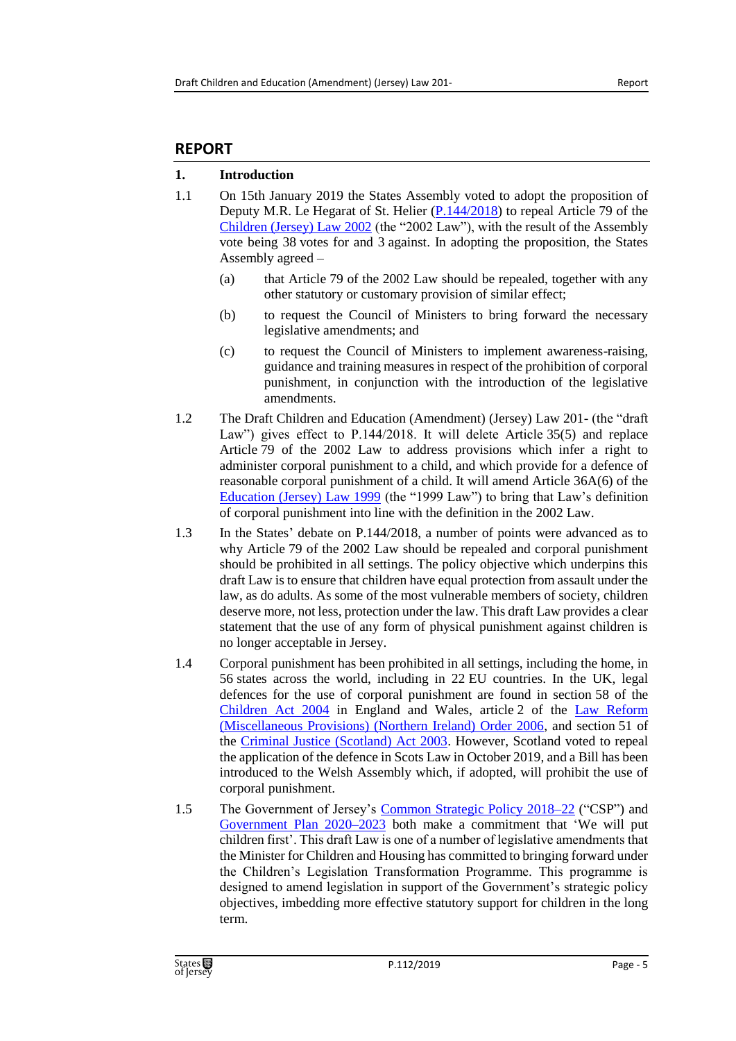## REPORT

### 1. Introduction

1.1 On 15th January 2019 the States Assembly voted to adopt the proposition of Deputy M.R. Le Hegarat of St. Helier (P.144/2018) to repeal Article 79 of the Children (Jersey) Law 2002 (the "2002 Law"), with the result of the Assembly vote being 38 votes for and 3 against. In adopting the proposition, the States Assembly agreed –

(a) that Article 79 of the 2002 Law should be repealed, together with any other statutory or customary provision of similar effect;

(b) to request the Council of Ministers to bring forward the necessary legislative amendments; and

(c) to request the Council of Ministers to implement awareness-raising, guidance and training measures in respect of the prohibition of corporal punishment, in conjunction with the introduction of the legislative amendments.

1.2 The Draft Children and Education (Amendment) (Jersey) Law 201- (the "draft Law") gives effect to P.144/2018. It will delete Article 35(5) and replace Article 79 of the 2002 Law to address provisions which infer a right to administer corporal punishment to a child, and which provide for a defence of reasonable corporal punishment of a child. It will amend Article 36A(6) of the Education (Jersey) Law 1999 (the "1999 Law") to bring that Law's definition of corporal punishment into line with the definition in the 2002 Law.

1.3 In the States' debate on P.144/2018, a number of points were advanced as to why Article 79 of the 2002 Law should be repealed and corporal punishment should be prohibited in all settings. The policy objective which underpins this draft Law is to ensure that children have equal protection from assault under the law, as do adults. As some of the most vulnerable members of society, children deserve more, not less, protection under the law. This draft Law provides a clear statement that the use of any form of physical punishment against children is no longer acceptable in Jersey.

1.4 Corporal punishment has been prohibited in all settings, including the home, in 56 states across the world, including in 22 EU countries. In the UK, legal defences for the use of corporal punishment are found in section 58 of the Children Act 2004 in England and Wales, article 2 of the Law Reform (Miscellaneous Provisions) (Northern Ireland) Order 2006, and section 51 of the Criminal Justice (Scotland) Act 2003. However, Scotland voted to repeal the application of the defence in Scots Law in October 2019, and a Bill has been introduced to the Welsh Assembly which, if adopted, will prohibit the use of corporal punishment.

1.5 The Government of Jersey's Common Strategic Policy 2018–22 ("CSP") and Government Plan 2020–2023 both make a commitment that 'We will put children first'. This draft Law is one of a number of legislative amendments that the Minister for Children and Housing has committed to bringing forward under the Children's Legislation Transformation Programme. This programme is designed to amend legislation in support of the Government's strategic policy objectives, imbedding more effective statutory support for children in the long term.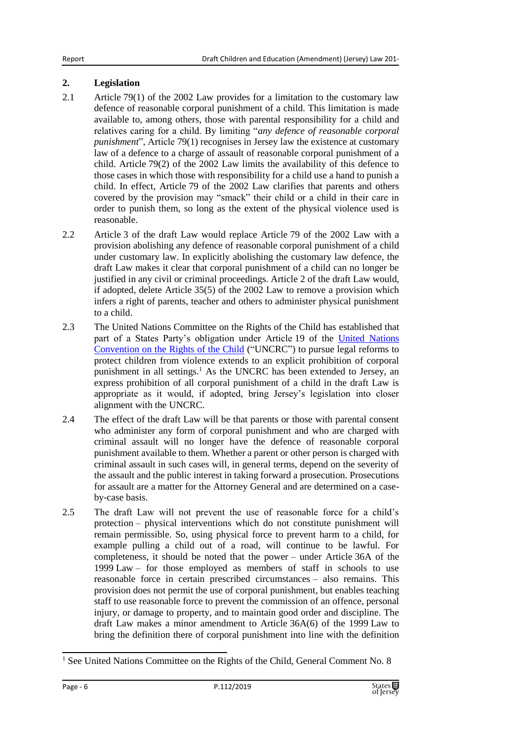## 2. Legislation

2.1 Article 79(1) of the 2002 Law provides for a limitation to the customary law defence of reasonable corporal punishment of a child. This limitation is made available to, among others, those with parental responsibility for a child and relatives caring for a child. By limiting "*any defence of reasonable corporal punishment*", Article 79(1) recognises in Jersey law the existence at customary law of a defence to a charge of assault of reasonable corporal punishment of a child. Article 79(2) of the 2002 Law limits the availability of this defence to those cases in which those with responsibility for a child use a hand to punish a child. In effect, Article 79 of the 2002 Law clarifies that parents and others covered by the provision may "smack" their child or a child in their care in order to punish them, so long as the extent of the physical violence used is reasonable.

2.2 Article 3 of the draft Law would replace Article 79 of the 2002 Law with a provision abolishing any defence of reasonable corporal punishment of a child under customary law. In explicitly abolishing the customary law defence, the draft Law makes it clear that corporal punishment of a child can no longer be justified in any civil or criminal proceedings. Article 2 of the draft Law would, if adopted, delete Article 35(5) of the 2002 Law to remove a provision which infers a right of parents, teacher and others to administer physical punishment to a child.

2.3 The United Nations Committee on the Rights of the Child has established that part of a States Party's obligation under Article 19 of the [United Nations Convention on the Rights of the Child](#) ("UNCRC") to pursue legal reforms to protect children from violence extends to an explicit prohibition of corporal punishment in all settings.[1] As the UNCRC has been extended to Jersey, an express prohibition of all corporal punishment of a child in the draft Law is appropriate as it would, if adopted, bring Jersey's legislation into closer alignment with the UNCRC.

2.4 The effect of the draft Law will be that parents or those with parental consent who administer any form of corporal punishment and who are charged with criminal assault will no longer have the defence of reasonable corporal punishment available to them. Whether a parent or other person is charged with criminal assault in such cases will, in general terms, depend on the severity of the assault and the public interest in taking forward a prosecution. Prosecutions for assault are a matter for the Attorney General and are determined on a case-by-case basis.

2.5 The draft Law will not prevent the use of reasonable force for a child's protection – physical interventions which do not constitute punishment will remain permissible. So, using physical force to prevent harm to a child, for example pulling a child out of a road, will continue to be lawful. For completeness, it should be noted that the power – under Article 36A of the 1999 Law – for those employed as members of staff in schools to use reasonable force in certain prescribed circumstances – also remains. This provision does not permit the use of corporal punishment, but enables teaching staff to use reasonable force to prevent the commission of an offence, personal injury, or damage to property, and to maintain good order and discipline. The draft Law makes a minor amendment to Article 36A(6) of the 1999 Law to bring the definition there of corporal punishment into line with the definition

[1] See United Nations Committee on the Rights of the Child, General Comment No. 8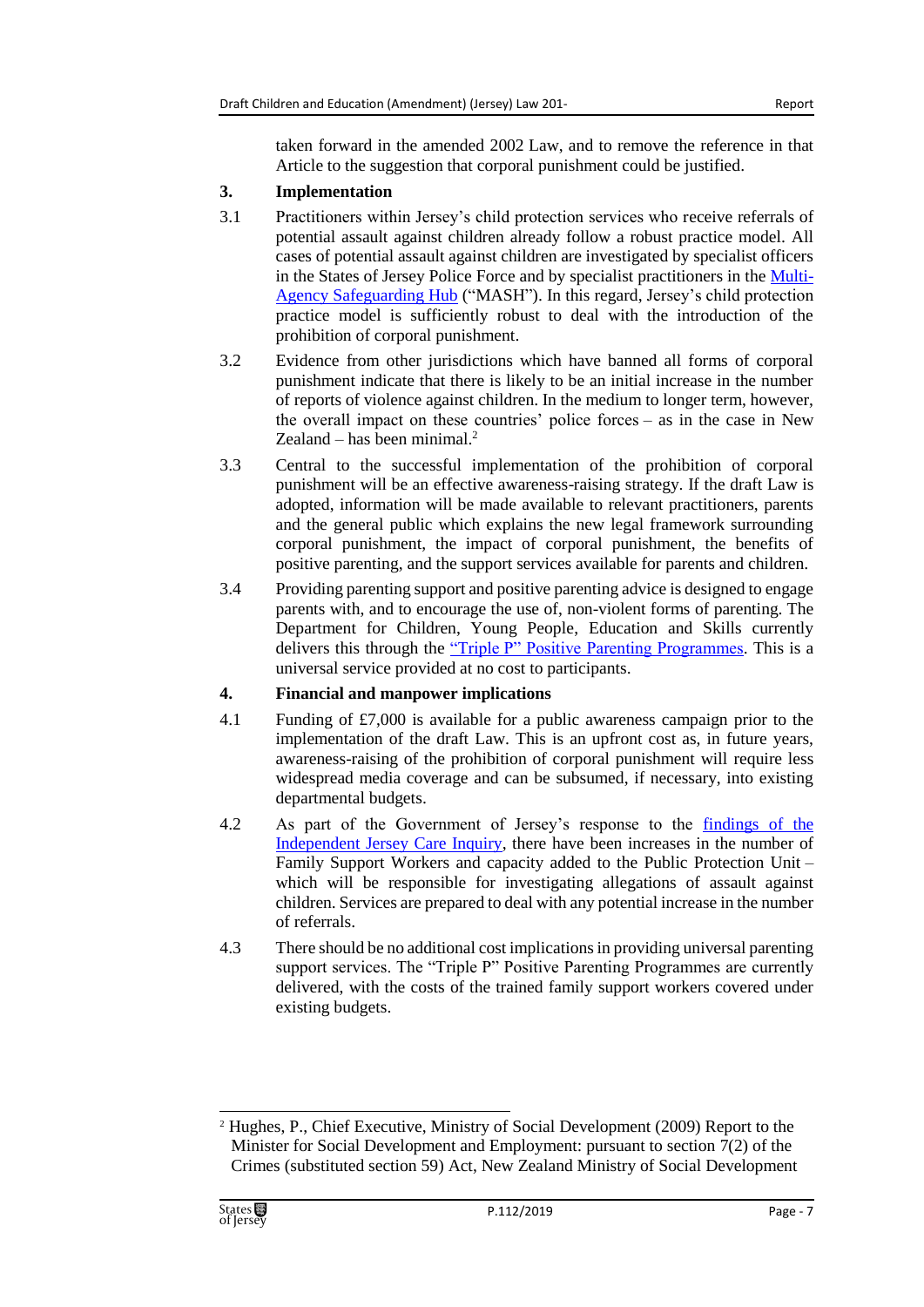taken forward in the amended 2002 Law, and to remove the reference in that Article to the suggestion that corporal punishment could be justified.

## 3. Implementation

3.1 Practitioners within Jersey's child protection services who receive referrals of potential assault against children already follow a robust practice model. All cases of potential assault against children are investigated by specialist officers in the States of Jersey Police Force and by specialist practitioners in the Multi-Agency Safeguarding Hub ("MASH"). In this regard, Jersey's child protection practice model is sufficiently robust to deal with the introduction of the prohibition of corporal punishment.

3.2 Evidence from other jurisdictions which have banned all forms of corporal punishment indicate that there is likely to be an initial increase in the number of reports of violence against children. In the medium to longer term, however, the overall impact on these countries' police forces – as in the case in New Zealand – has been minimal.[2]

3.3 Central to the successful implementation of the prohibition of corporal punishment will be an effective awareness-raising strategy. If the draft Law is adopted, information will be made available to relevant practitioners, parents and the general public which explains the new legal framework surrounding corporal punishment, the impact of corporal punishment, the benefits of positive parenting, and the support services available for parents and children.

3.4 Providing parenting support and positive parenting advice is designed to engage parents with, and to encourage the use of, non-violent forms of parenting. The Department for Children, Young People, Education and Skills currently delivers this through the "Triple P" Positive Parenting Programmes. This is a universal service provided at no cost to participants.

## 4. Financial and manpower implications

4.1 Funding of £7,000 is available for a public awareness campaign prior to the implementation of the draft Law. This is an upfront cost as, in future years, awareness-raising of the prohibition of corporal punishment will require less widespread media coverage and can be subsumed, if necessary, into existing departmental budgets.

4.2 As part of the Government of Jersey's response to the findings of the Independent Jersey Care Inquiry, there have been increases in the number of Family Support Workers and capacity added to the Public Protection Unit – which will be responsible for investigating allegations of assault against children. Services are prepared to deal with any potential increase in the number of referrals.

4.3 There should be no additional cost implications in providing universal parenting support services. The "Triple P" Positive Parenting Programmes are currently delivered, with the costs of the trained family support workers covered under existing budgets.

---

[2] Hughes, P., Chief Executive, Ministry of Social Development (2009) Report to the Minister for Social Development and Employment: pursuant to section 7(2) of the Crimes (substituted section 59) Act, New Zealand Ministry of Social Development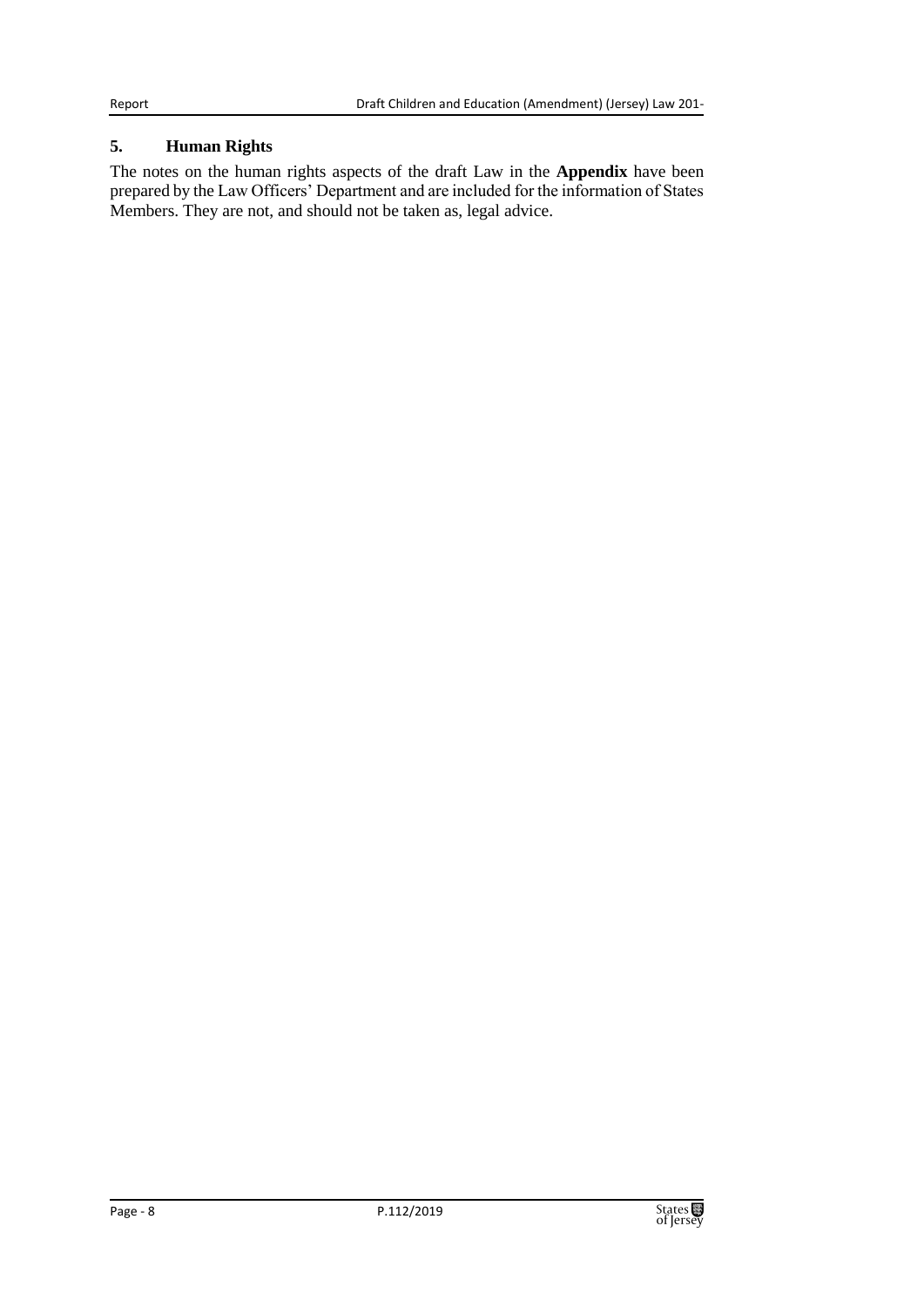## 5. Human Rights

The notes on the human rights aspects of the draft Law in the **Appendix** have been prepared by the Law Officers' Department and are included for the information of States Members. They are not, and should not be taken as, legal advice.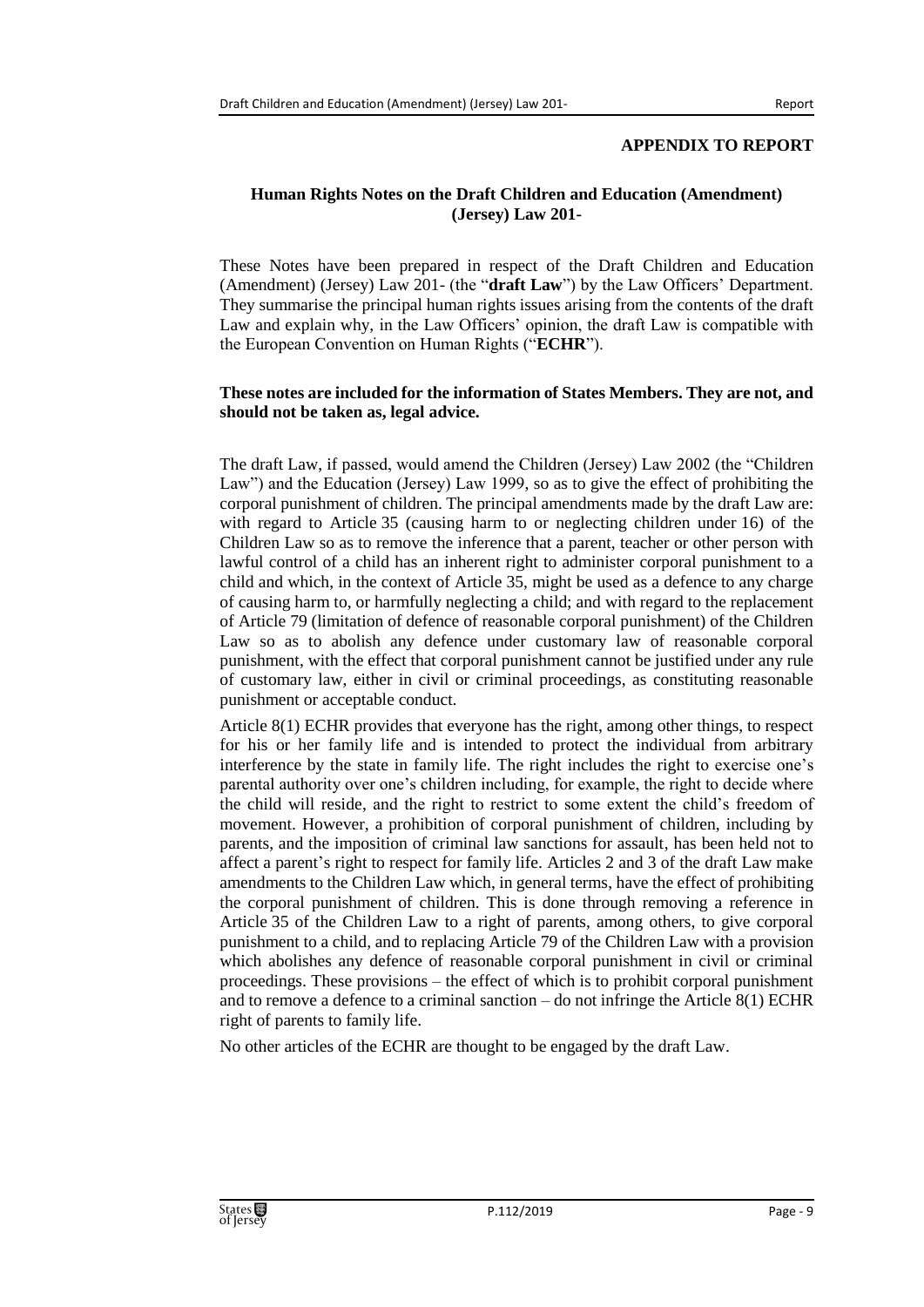**APPENDIX TO REPORT**

**Human Rights Notes on the Draft Children and Education (Amendment) (Jersey) Law 201-**

These Notes have been prepared in respect of the Draft Children and Education (Amendment) (Jersey) Law 201- (the "**draft Law**") by the Law Officers' Department. They summarise the principal human rights issues arising from the contents of the draft Law and explain why, in the Law Officers' opinion, the draft Law is compatible with the European Convention on Human Rights ("**ECHR**").

**These notes are included for the information of States Members. They are not, and should not be taken as, legal advice.**

The draft Law, if passed, would amend the Children (Jersey) Law 2002 (the "Children Law") and the Education (Jersey) Law 1999, so as to give the effect of prohibiting the corporal punishment of children. The principal amendments made by the draft Law are: with regard to Article 35 (causing harm to or neglecting children under 16) of the Children Law so as to remove the inference that a parent, teacher or other person with lawful control of a child has an inherent right to administer corporal punishment to a child and which, in the context of Article 35, might be used as a defence to any charge of causing harm to, or harmfully neglecting a child; and with regard to the replacement of Article 79 (limitation of defence of reasonable corporal punishment) of the Children Law so as to abolish any defence under customary law of reasonable corporal punishment, with the effect that corporal punishment cannot be justified under any rule of customary law, either in civil or criminal proceedings, as constituting reasonable punishment or acceptable conduct.

Article 8(1) ECHR provides that everyone has the right, among other things, to respect for his or her family life and is intended to protect the individual from arbitrary interference by the state in family life. The right includes the right to exercise one's parental authority over one's children including, for example, the right to decide where the child will reside, and the right to restrict to some extent the child's freedom of movement. However, a prohibition of corporal punishment of children, including by parents, and the imposition of criminal law sanctions for assault, has been held not to affect a parent's right to respect for family life. Articles 2 and 3 of the draft Law make amendments to the Children Law which, in general terms, have the effect of prohibiting the corporal punishment of children. This is done through removing a reference in Article 35 of the Children Law to a right of parents, among others, to give corporal punishment to a child, and to replacing Article 79 of the Children Law with a provision which abolishes any defence of reasonable corporal punishment in civil or criminal proceedings. These provisions – the effect of which is to prohibit corporal punishment and to remove a defence to a criminal sanction – do not infringe the Article 8(1) ECHR right of parents to family life.

No other articles of the ECHR are thought to be engaged by the draft Law.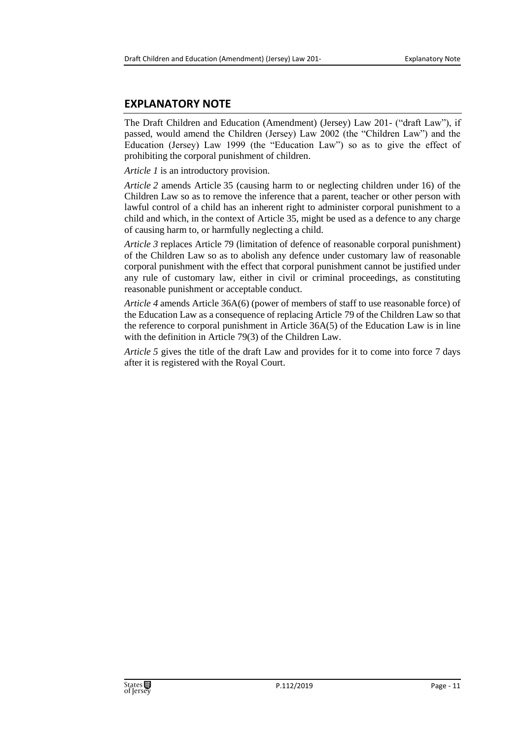## EXPLANATORY NOTE

The Draft Children and Education (Amendment) (Jersey) Law 201- ("draft Law"), if passed, would amend the Children (Jersey) Law 2002 (the "Children Law") and the Education (Jersey) Law 1999 (the "Education Law") so as to give the effect of prohibiting the corporal punishment of children.

*Article 1* is an introductory provision.

*Article 2* amends Article 35 (causing harm to or neglecting children under 16) of the Children Law so as to remove the inference that a parent, teacher or other person with lawful control of a child has an inherent right to administer corporal punishment to a child and which, in the context of Article 35, might be used as a defence to any charge of causing harm to, or harmfully neglecting a child.

*Article 3* replaces Article 79 (limitation of defence of reasonable corporal punishment) of the Children Law so as to abolish any defence under customary law of reasonable corporal punishment with the effect that corporal punishment cannot be justified under any rule of customary law, either in civil or criminal proceedings, as constituting reasonable punishment or acceptable conduct.

*Article 4* amends Article 36A(6) (power of members of staff to use reasonable force) of the Education Law as a consequence of replacing Article 79 of the Children Law so that the reference to corporal punishment in Article 36A(5) of the Education Law is in line with the definition in Article 79(3) of the Children Law.

*Article 5* gives the title of the draft Law and provides for it to come into force 7 days after it is registered with the Royal Court.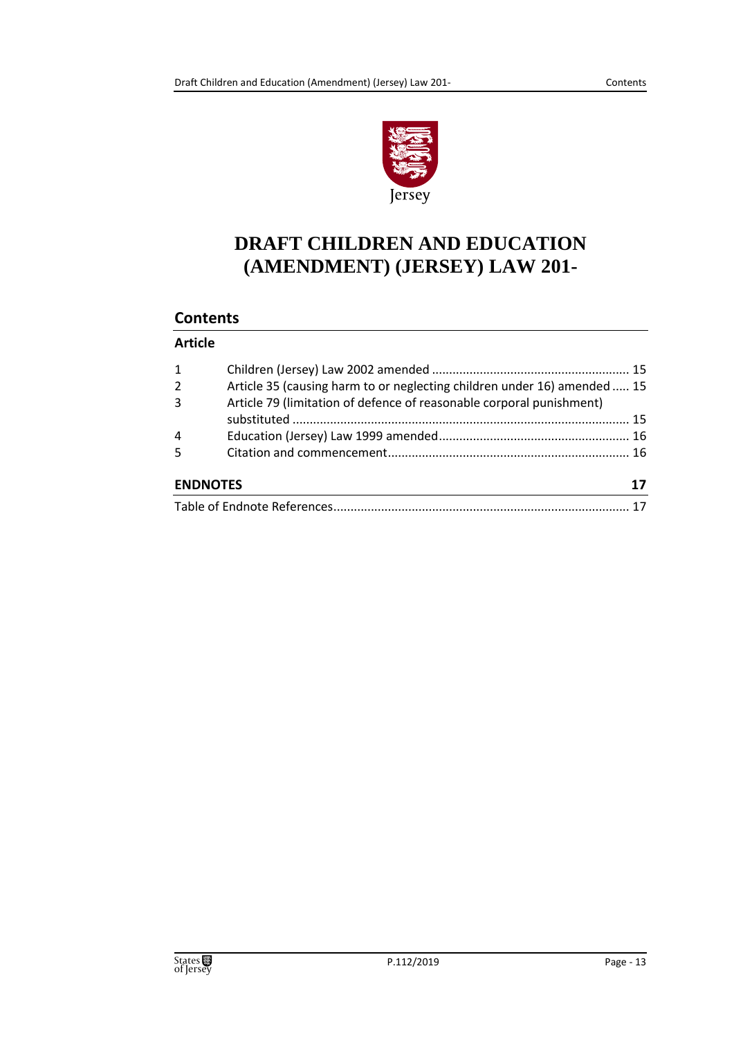# DRAFT CHILDREN AND EDUCATION (AMENDMENT) (JERSEY) LAW 201-

## Contents

### Article

| | | |
|---|---|---|
| 1 | Children (Jersey) Law 2002 amended | 15 |
| 2 | Article 35 (causing harm to or neglecting children under 16) amended | 15 |
| 3 | Article 79 (limitation of defence of reasonable corporal punishment) substituted | 15 |
| 4 | Education (Jersey) Law 1999 amended | 16 |
| 5 | Citation and commencement | 16 |

### ENDNOTES 17

Table of Endnote References ... 17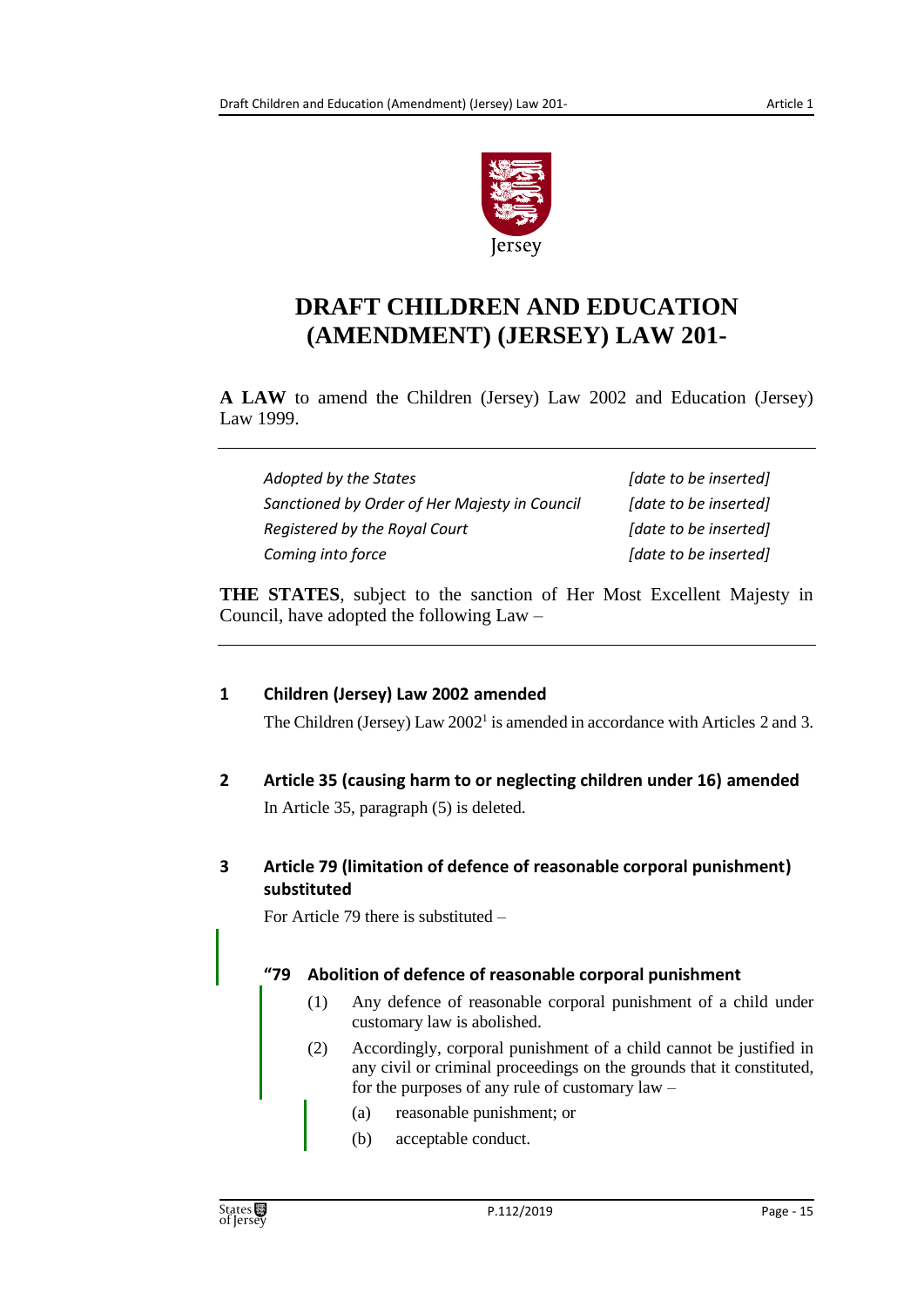# DRAFT CHILDREN AND EDUCATION (AMENDMENT) (JERSEY) LAW 201-

**A LAW** to amend the Children (Jersey) Law 2002 and Education (Jersey) Law 1999.

| | |
|---|---|
| *Adopted by the States* | *[date to be inserted]* |
| *Sanctioned by Order of Her Majesty in Council* | *[date to be inserted]* |
| *Registered by the Royal Court* | *[date to be inserted]* |
| *Coming into force* | *[date to be inserted]* |

**THE STATES**, subject to the sanction of Her Most Excellent Majesty in Council, have adopted the following Law –

### 1 Children (Jersey) Law 2002 amended

The Children (Jersey) Law 2002[1] is amended in accordance with Articles 2 and 3.

### 2 Article 35 (causing harm to or neglecting children under 16) amended

In Article 35, paragraph (5) is deleted.

### 3 Article 79 (limitation of defence of reasonable corporal punishment) substituted

For Article 79 there is substituted –

**"79 Abolition of defence of reasonable corporal punishment**

(1) Any defence of reasonable corporal punishment of a child under customary law is abolished.

(2) Accordingly, corporal punishment of a child cannot be justified in any civil or criminal proceedings on the grounds that it constituted, for the purposes of any rule of customary law –

(a) reasonable punishment; or

(b) acceptable conduct.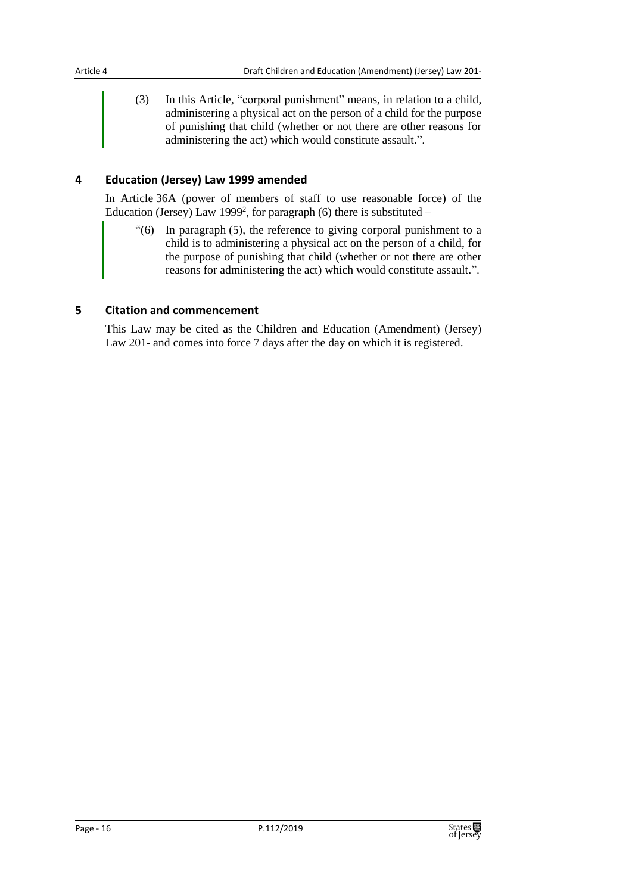(3) In this Article, "corporal punishment" means, in relation to a child, administering a physical act on the person of a child for the purpose of punishing that child (whether or not there are other reasons for administering the act) which would constitute assault.".

## 4 Education (Jersey) Law 1999 amended

In Article 36A (power of members of staff to use reasonable force) of the Education (Jersey) Law 1999[2], for paragraph (6) there is substituted –

"(6) In paragraph (5), the reference to giving corporal punishment to a child is to administering a physical act on the person of a child, for the purpose of punishing that child (whether or not there are other reasons for administering the act) which would constitute assault.".

## 5 Citation and commencement

This Law may be cited as the Children and Education (Amendment) (Jersey) Law 201- and comes into force 7 days after the day on which it is registered.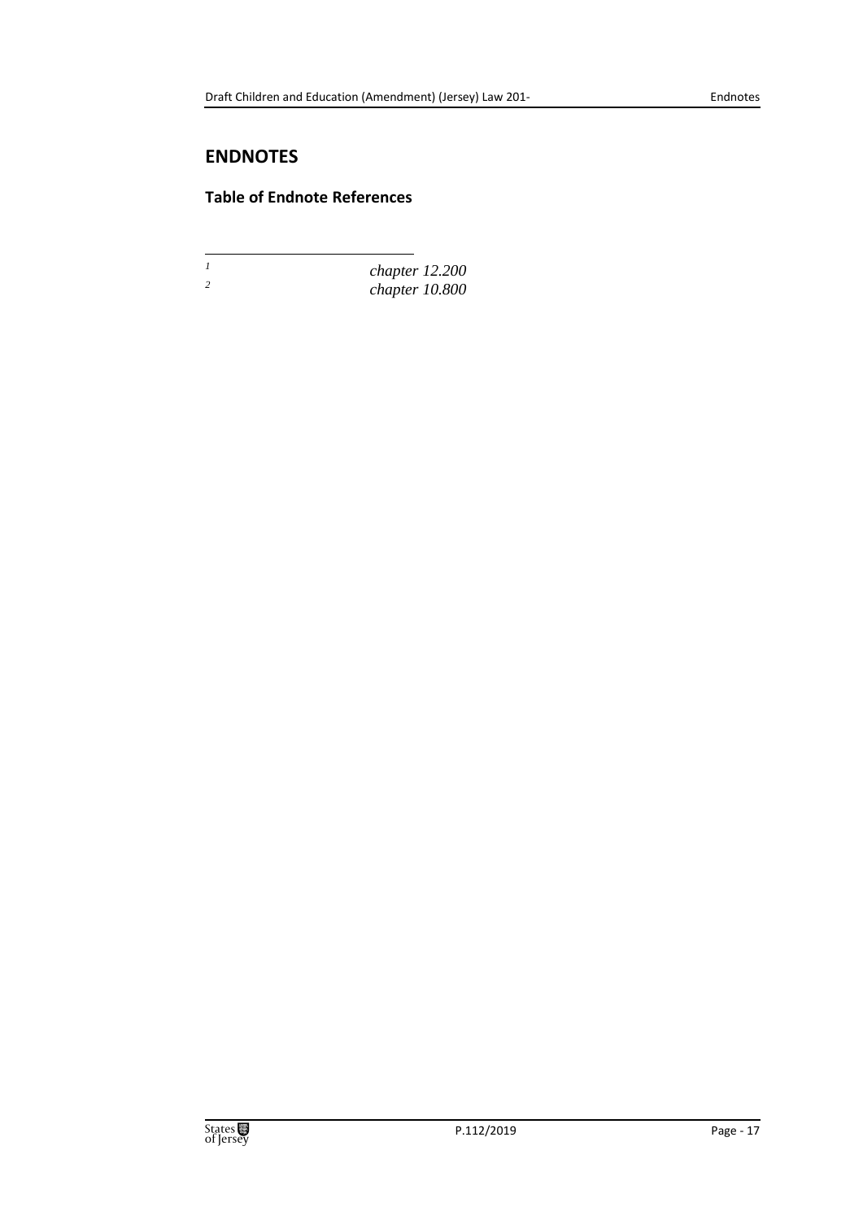# ENDNOTES

## Table of Endnote References

---

[1] *chapter 12.200*

[2] *chapter 10.800*